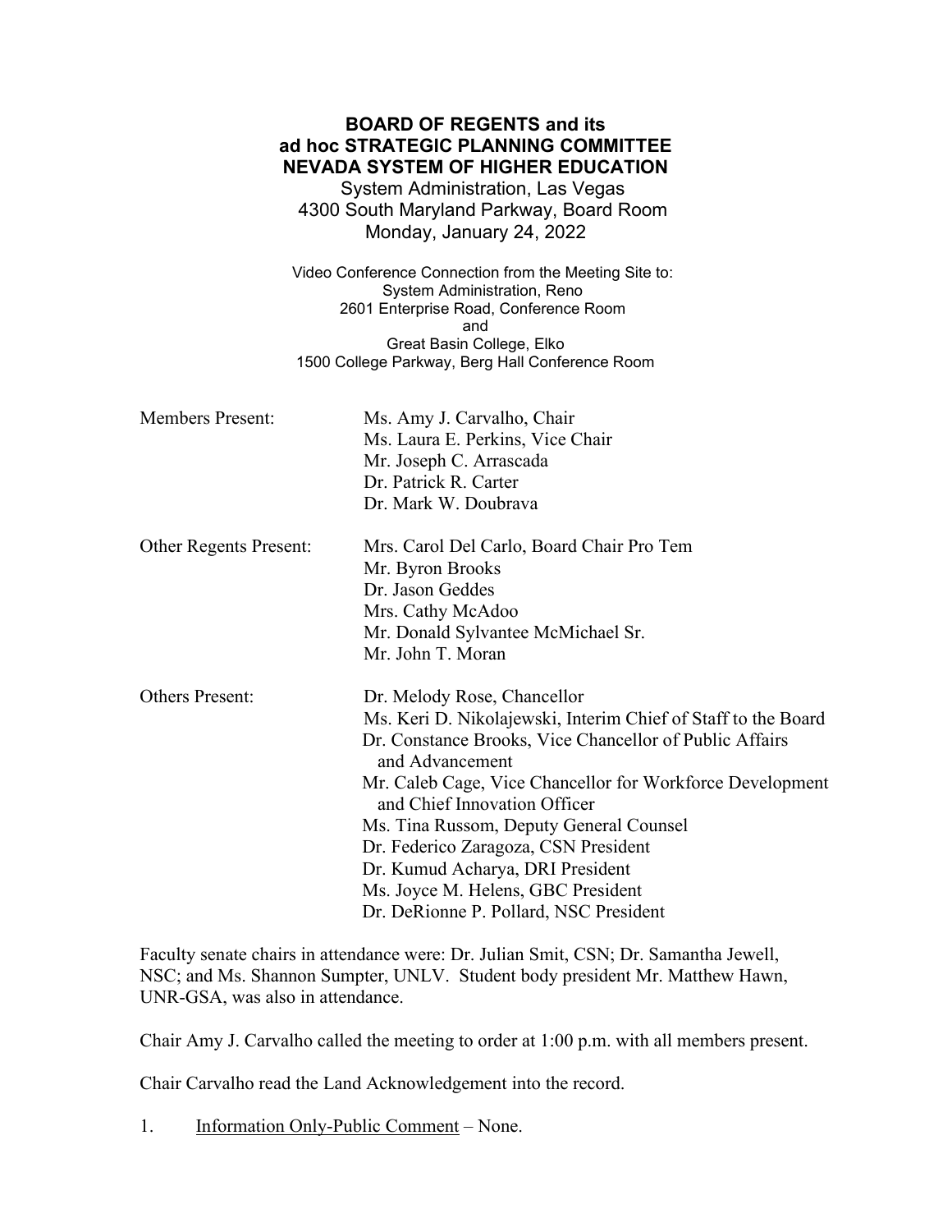**BOARD OF REGENTS and its**
**ad hoc STRATEGIC PLANNING COMMITTEE**
**NEVADA SYSTEM OF HIGHER EDUCATION**

System Administration, Las Vegas
4300 South Maryland Parkway, Board Room
Monday, January 24, 2022

Video Conference Connection from the Meeting Site to:
System Administration, Reno
2601 Enterprise Road, Conference Room
and
Great Basin College, Elko
1500 College Parkway, Berg Hall Conference Room

| | |
|---|---|
| Members Present: | Ms. Amy J. Carvalho, Chair<br>Ms. Laura E. Perkins, Vice Chair<br>Mr. Joseph C. Arrascada<br>Dr. Patrick R. Carter<br>Dr. Mark W. Doubrava |
| Other Regents Present: | Mrs. Carol Del Carlo, Board Chair Pro Tem<br>Mr. Byron Brooks<br>Dr. Jason Geddes<br>Mrs. Cathy McAdoo<br>Mr. Donald Sylvantee McMichael Sr.<br>Mr. John T. Moran |
| Others Present: | Dr. Melody Rose, Chancellor<br>Ms. Keri D. Nikolajewski, Interim Chief of Staff to the Board<br>Dr. Constance Brooks, Vice Chancellor of Public Affairs and Advancement<br>Mr. Caleb Cage, Vice Chancellor for Workforce Development and Chief Innovation Officer<br>Ms. Tina Russom, Deputy General Counsel<br>Dr. Federico Zaragoza, CSN President<br>Dr. Kumud Acharya, DRI President<br>Ms. Joyce M. Helens, GBC President<br>Dr. DeRionne P. Pollard, NSC President |

Faculty senate chairs in attendance were: Dr. Julian Smit, CSN; Dr. Samantha Jewell, NSC; and Ms. Shannon Sumpter, UNLV. Student body president Mr. Matthew Hawn, UNR-GSA, was also in attendance.

Chair Amy J. Carvalho called the meeting to order at 1:00 p.m. with all members present.

Chair Carvalho read the Land Acknowledgement into the record.

1. Information Only-Public Comment – None.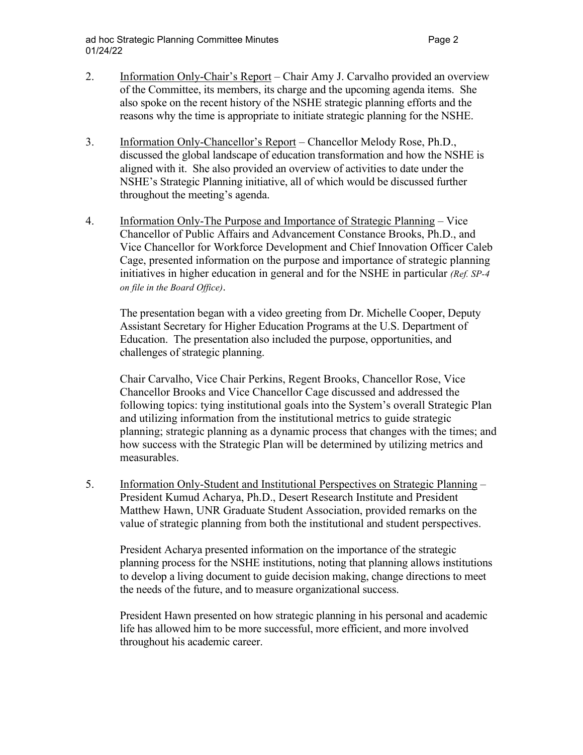2. <u>Information Only-Chair's Report</u> – Chair Amy J. Carvalho provided an overview of the Committee, its members, its charge and the upcoming agenda items. She also spoke on the recent history of the NSHE strategic planning efforts and the reasons why the time is appropriate to initiate strategic planning for the NSHE.

3. <u>Information Only-Chancellor's Report</u> – Chancellor Melody Rose, Ph.D., discussed the global landscape of education transformation and how the NSHE is aligned with it. She also provided an overview of activities to date under the NSHE's Strategic Planning initiative, all of which would be discussed further throughout the meeting's agenda.

4. <u>Information Only-The Purpose and Importance of Strategic Planning</u> – Vice Chancellor of Public Affairs and Advancement Constance Brooks, Ph.D., and Vice Chancellor for Workforce Development and Chief Innovation Officer Caleb Cage, presented information on the purpose and importance of strategic planning initiatives in higher education in general and for the NSHE in particular *(Ref. SP-4 on file in the Board Office)*.

   The presentation began with a video greeting from Dr. Michelle Cooper, Deputy Assistant Secretary for Higher Education Programs at the U.S. Department of Education. The presentation also included the purpose, opportunities, and challenges of strategic planning.

   Chair Carvalho, Vice Chair Perkins, Regent Brooks, Chancellor Rose, Vice Chancellor Brooks and Vice Chancellor Cage discussed and addressed the following topics: tying institutional goals into the System's overall Strategic Plan and utilizing information from the institutional metrics to guide strategic planning; strategic planning as a dynamic process that changes with the times; and how success with the Strategic Plan will be determined by utilizing metrics and measurables.

5. <u>Information Only-Student and Institutional Perspectives on Strategic Planning</u> – President Kumud Acharya, Ph.D., Desert Research Institute and President Matthew Hawn, UNR Graduate Student Association, provided remarks on the value of strategic planning from both the institutional and student perspectives.

   President Acharya presented information on the importance of the strategic planning process for the NSHE institutions, noting that planning allows institutions to develop a living document to guide decision making, change directions to meet the needs of the future, and to measure organizational success.

   President Hawn presented on how strategic planning in his personal and academic life has allowed him to be more successful, more efficient, and more involved throughout his academic career.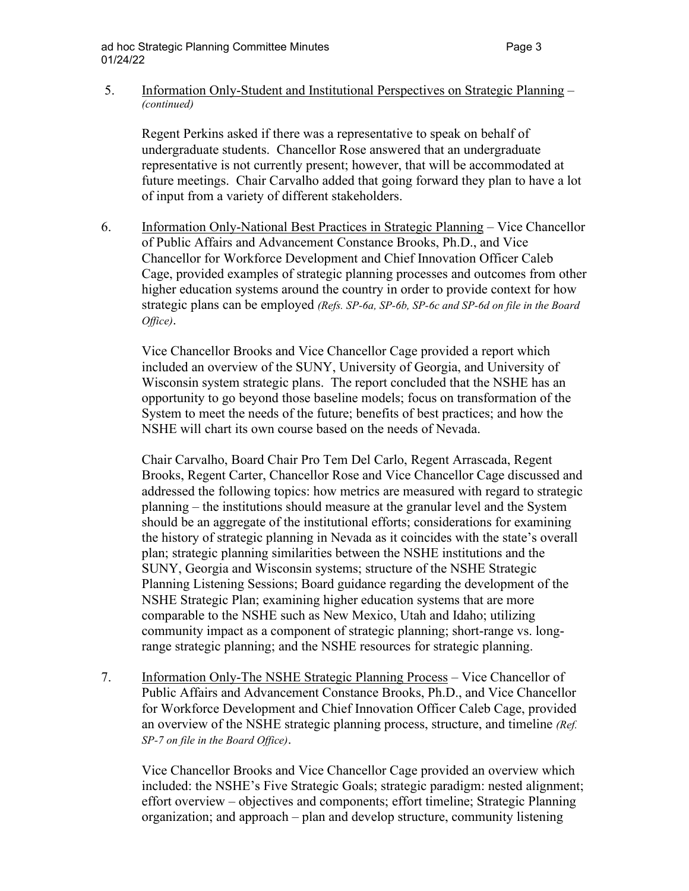5. Information Only-Student and Institutional Perspectives on Strategic Planning – *(continued)*

   Regent Perkins asked if there was a representative to speak on behalf of undergraduate students. Chancellor Rose answered that an undergraduate representative is not currently present; however, that will be accommodated at future meetings. Chair Carvalho added that going forward they plan to have a lot of input from a variety of different stakeholders.

6. Information Only-National Best Practices in Strategic Planning – Vice Chancellor of Public Affairs and Advancement Constance Brooks, Ph.D., and Vice Chancellor for Workforce Development and Chief Innovation Officer Caleb Cage, provided examples of strategic planning processes and outcomes from other higher education systems around the country in order to provide context for how strategic plans can be employed *(Refs. SP-6a, SP-6b, SP-6c and SP-6d on file in the Board Office)*.

   Vice Chancellor Brooks and Vice Chancellor Cage provided a report which included an overview of the SUNY, University of Georgia, and University of Wisconsin system strategic plans. The report concluded that the NSHE has an opportunity to go beyond those baseline models; focus on transformation of the System to meet the needs of the future; benefits of best practices; and how the NSHE will chart its own course based on the needs of Nevada.

   Chair Carvalho, Board Chair Pro Tem Del Carlo, Regent Arrascada, Regent Brooks, Regent Carter, Chancellor Rose and Vice Chancellor Cage discussed and addressed the following topics: how metrics are measured with regard to strategic planning – the institutions should measure at the granular level and the System should be an aggregate of the institutional efforts; considerations for examining the history of strategic planning in Nevada as it coincides with the state's overall plan; strategic planning similarities between the NSHE institutions and the SUNY, Georgia and Wisconsin systems; structure of the NSHE Strategic Planning Listening Sessions; Board guidance regarding the development of the NSHE Strategic Plan; examining higher education systems that are more comparable to the NSHE such as New Mexico, Utah and Idaho; utilizing community impact as a component of strategic planning; short-range vs. long-range strategic planning; and the NSHE resources for strategic planning.

7. Information Only-The NSHE Strategic Planning Process – Vice Chancellor of Public Affairs and Advancement Constance Brooks, Ph.D., and Vice Chancellor for Workforce Development and Chief Innovation Officer Caleb Cage, provided an overview of the NSHE strategic planning process, structure, and timeline *(Ref. SP-7 on file in the Board Office)*.

   Vice Chancellor Brooks and Vice Chancellor Cage provided an overview which included: the NSHE's Five Strategic Goals; strategic paradigm: nested alignment; effort overview – objectives and components; effort timeline; Strategic Planning organization; and approach – plan and develop structure, community listening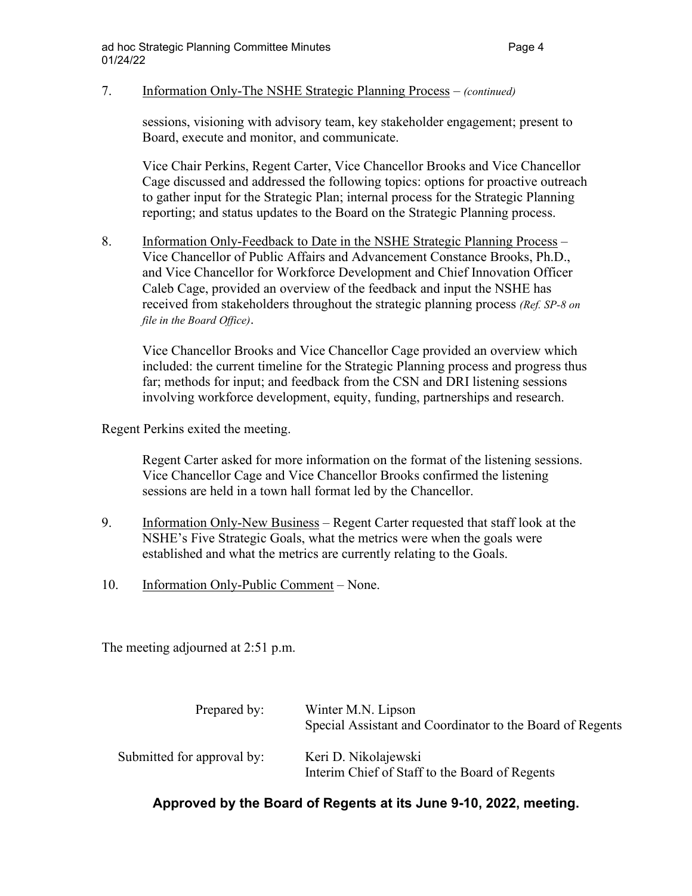7. <u>Information Only-The NSHE Strategic Planning Process</u> – *(continued)*

   sessions, visioning with advisory team, key stakeholder engagement; present to Board, execute and monitor, and communicate.

   Vice Chair Perkins, Regent Carter, Vice Chancellor Brooks and Vice Chancellor Cage discussed and addressed the following topics: options for proactive outreach to gather input for the Strategic Plan; internal process for the Strategic Planning reporting; and status updates to the Board on the Strategic Planning process.

8. <u>Information Only-Feedback to Date in the NSHE Strategic Planning Process</u> – Vice Chancellor of Public Affairs and Advancement Constance Brooks, Ph.D., and Vice Chancellor for Workforce Development and Chief Innovation Officer Caleb Cage, provided an overview of the feedback and input the NSHE has received from stakeholders throughout the strategic planning process *(Ref. SP-8 on file in the Board Office)*.

   Vice Chancellor Brooks and Vice Chancellor Cage provided an overview which included: the current timeline for the Strategic Planning process and progress thus far; methods for input; and feedback from the CSN and DRI listening sessions involving workforce development, equity, funding, partnerships and research.

Regent Perkins exited the meeting.

   Regent Carter asked for more information on the format of the listening sessions. Vice Chancellor Cage and Vice Chancellor Brooks confirmed the listening sessions are held in a town hall format led by the Chancellor.

9. <u>Information Only-New Business</u> – Regent Carter requested that staff look at the NSHE's Five Strategic Goals, what the metrics were when the goals were established and what the metrics are currently relating to the Goals.

10. <u>Information Only-Public Comment</u> – None.

The meeting adjourned at 2:51 p.m.

| | |
|---|---|
| Prepared by: | Winter M.N. Lipson<br>Special Assistant and Coordinator to the Board of Regents |
| Submitted for approval by: | Keri D. Nikolajewski<br>Interim Chief of Staff to the Board of Regents |

**Approved by the Board of Regents at its June 9-10, 2022, meeting.**